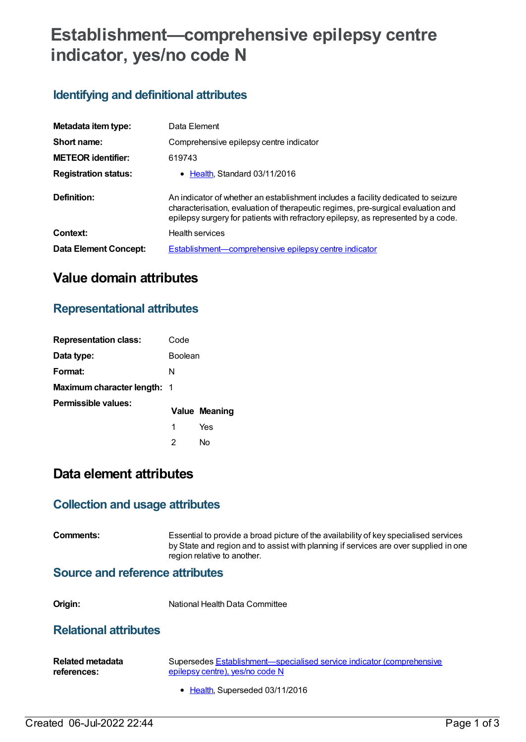# Establishment—comprehensive epilepsy centre indicator, yes/no code N

## Identifying and definitional attributes

| | |
|---|---|
| **Metadata item type:** | Data Element |
| **Short name:** | Comprehensive epilepsy centre indicator |
| **METEOR identifier:** | 619743 |
| **Registration status:** | • Health, Standard 03/11/2016 |
| **Definition:** | An indicator of whether an establishment includes a facility dedicated to seizure characterisation, evaluation of therapeutic regimes, pre-surgical evaluation and epilepsy surgery for patients with refractory epilepsy, as represented by a code. |
| **Context:** | Health services |
| **Data Element Concept:** | Establishment—comprehensive epilepsy centre indicator |

# Value domain attributes

## Representational attributes

| | |
|---|---|
| **Representation class:** | Code |
| **Data type:** | Boolean |
| **Format:** | N |
| **Maximum character length:** | 1 |

**Permissible values:**

| Value | Meaning |
|---|---|
| 1 | Yes |
| 2 | No |

# Data element attributes

## Collection and usage attributes

**Comments:** Essential to provide a broad picture of the availability of key specialised services by State and region and to assist with planning if services are over supplied in one region relative to another.

## Source and reference attributes

**Origin:** National Health Data Committee

## Relational attributes

**Related metadata references:** Supersedes Establishment—specialised service indicator (comprehensive epilepsy centre), yes/no code N

- Health, Superseded 03/11/2016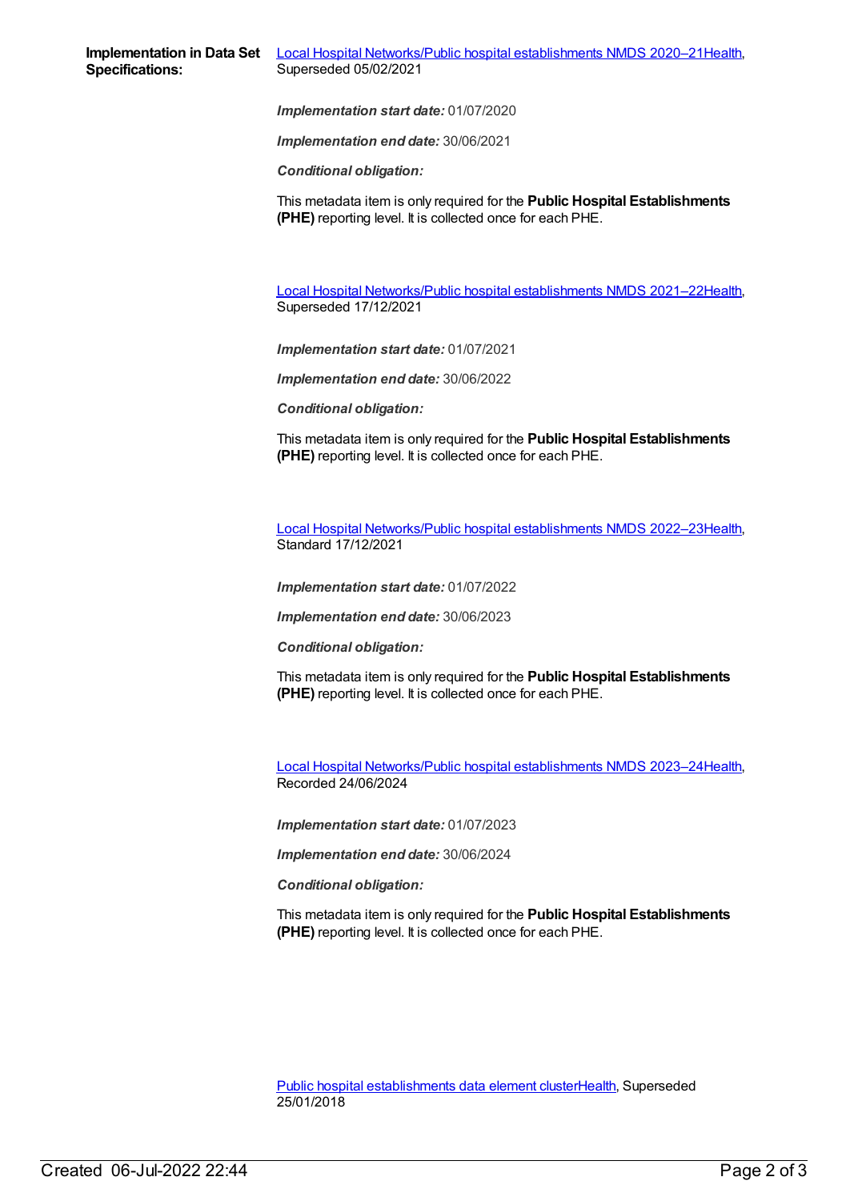**Implementation in Data Set Specifications:**

Local Hospital Networks/Public hospital establishments NMDS 2020–21Health, Superseded 05/02/2021

***Implementation start date:*** 01/07/2020

***Implementation end date:*** 30/06/2021

***Conditional obligation:***

This metadata item is only required for the **Public Hospital Establishments (PHE)** reporting level. It is collected once for each PHE.

Local Hospital Networks/Public hospital establishments NMDS 2021–22Health, Superseded 17/12/2021

***Implementation start date:*** 01/07/2021

***Implementation end date:*** 30/06/2022

***Conditional obligation:***

This metadata item is only required for the **Public Hospital Establishments (PHE)** reporting level. It is collected once for each PHE.

Local Hospital Networks/Public hospital establishments NMDS 2022–23Health, Standard 17/12/2021

***Implementation start date:*** 01/07/2022

***Implementation end date:*** 30/06/2023

***Conditional obligation:***

This metadata item is only required for the **Public Hospital Establishments (PHE)** reporting level. It is collected once for each PHE.

Local Hospital Networks/Public hospital establishments NMDS 2023–24Health, Recorded 24/06/2024

***Implementation start date:*** 01/07/2023

***Implementation end date:*** 30/06/2024

***Conditional obligation:***

This metadata item is only required for the **Public Hospital Establishments (PHE)** reporting level. It is collected once for each PHE.

Public hospital establishments data element clusterHealth, Superseded 25/01/2018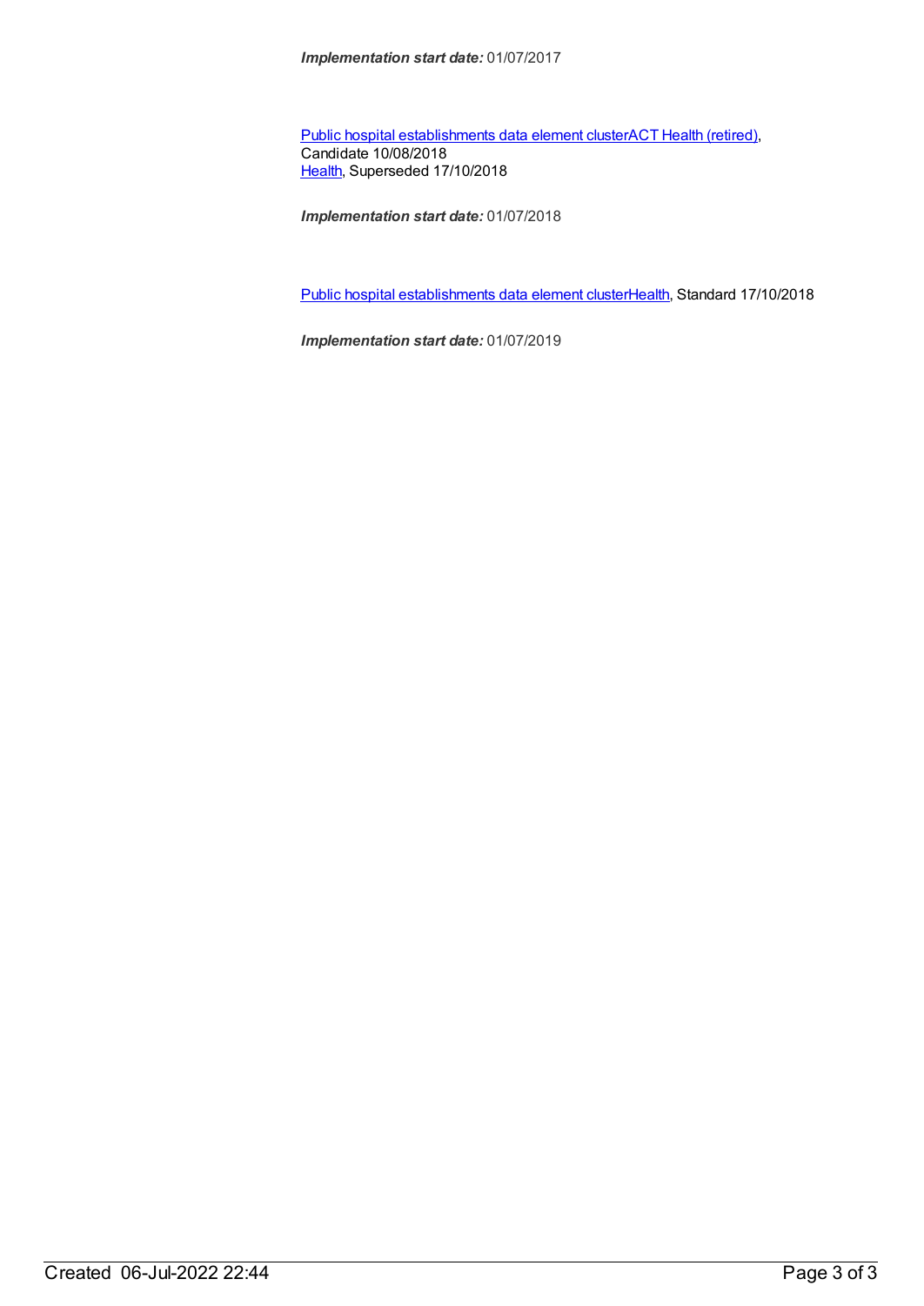***Implementation start date:*** 01/07/2017

Public hospital establishments data element clusterACT Health (retired), Candidate 10/08/2018
Health, Superseded 17/10/2018

***Implementation start date:*** 01/07/2018

Public hospital establishments data element clusterHealth, Standard 17/10/2018

***Implementation start date:*** 01/07/2019